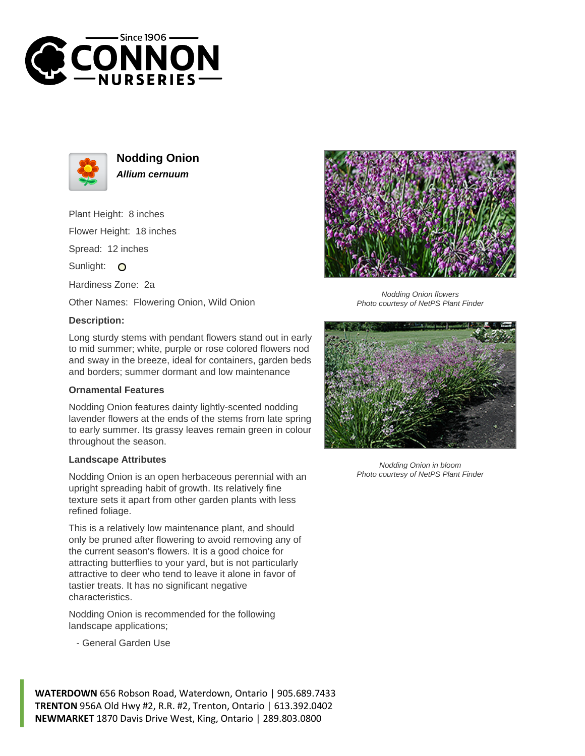# Nodding Onion

***Allium cernuum***

Plant Height: 8 inches

Flower Height: 18 inches

Spread: 12 inches

Sunlight: ○

Hardiness Zone: 2a

Other Names: Flowering Onion, Wild Onion

### Description:

Long sturdy stems with pendant flowers stand out in early to mid summer; white, purple or rose colored flowers nod and sway in the breeze, ideal for containers, garden beds and borders; summer dormant and low maintenance

### Ornamental Features

Nodding Onion features dainty lightly-scented nodding lavender flowers at the ends of the stems from late spring to early summer. Its grassy leaves remain green in colour throughout the season.

### Landscape Attributes

Nodding Onion is an open herbaceous perennial with an upright spreading habit of growth. Its relatively fine texture sets it apart from other garden plants with less refined foliage.

This is a relatively low maintenance plant, and should only be pruned after flowering to avoid removing any of the current season's flowers. It is a good choice for attracting butterflies to your yard, but is not particularly attractive to deer who tend to leave it alone in favor of tastier treats. It has no significant negative characteristics.

Nodding Onion is recommended for the following landscape applications;

- General Garden Use

*Nodding Onion flowers*
*Photo courtesy of NetPS Plant Finder*

*Nodding Onion in bloom*
*Photo courtesy of NetPS Plant Finder*

**WATERDOWN** 656 Robson Road, Waterdown, Ontario | 905.689.7433
**TRENTON** 956A Old Hwy #2, R.R. #2, Trenton, Ontario | 613.392.0402
**NEWMARKET** 1870 Davis Drive West, King, Ontario | 289.803.0800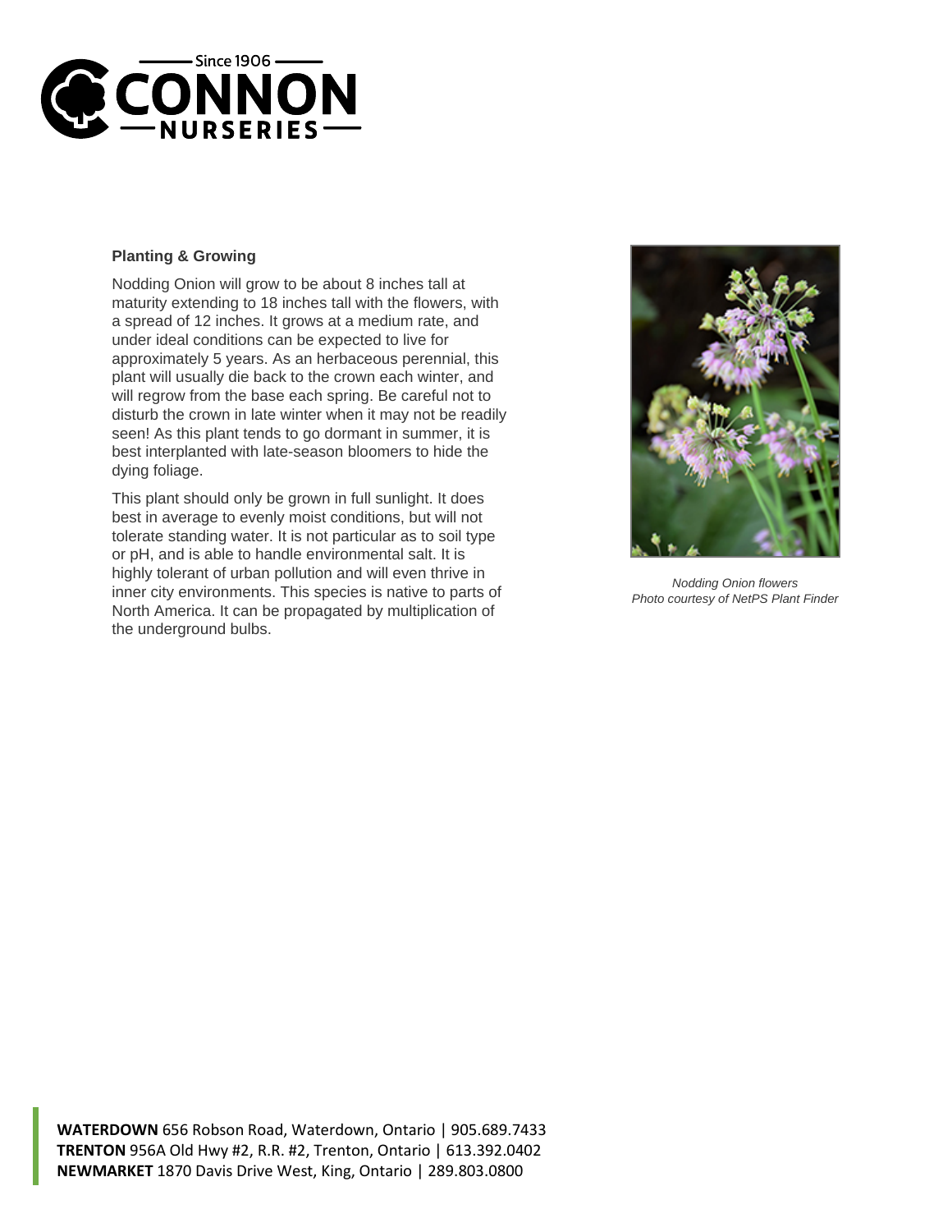## Planting & Growing

Nodding Onion will grow to be about 8 inches tall at maturity extending to 18 inches tall with the flowers, with a spread of 12 inches. It grows at a medium rate, and under ideal conditions can be expected to live for approximately 5 years. As an herbaceous perennial, this plant will usually die back to the crown each winter, and will regrow from the base each spring. Be careful not to disturb the crown in late winter when it may not be readily seen! As this plant tends to go dormant in summer, it is best interplanted with late-season bloomers to hide the dying foliage.

This plant should only be grown in full sunlight. It does best in average to evenly moist conditions, but will not tolerate standing water. It is not particular as to soil type or pH, and is able to handle environmental salt. It is highly tolerant of urban pollution and will even thrive in inner city environments. This species is native to parts of North America. It can be propagated by multiplication of the underground bulbs.

*Nodding Onion flowers*
*Photo courtesy of NetPS Plant Finder*

**WATERDOWN** 656 Robson Road, Waterdown, Ontario | 905.689.7433
**TRENTON** 956A Old Hwy #2, R.R. #2, Trenton, Ontario | 613.392.0402
**NEWMARKET** 1870 Davis Drive West, King, Ontario | 289.803.0800